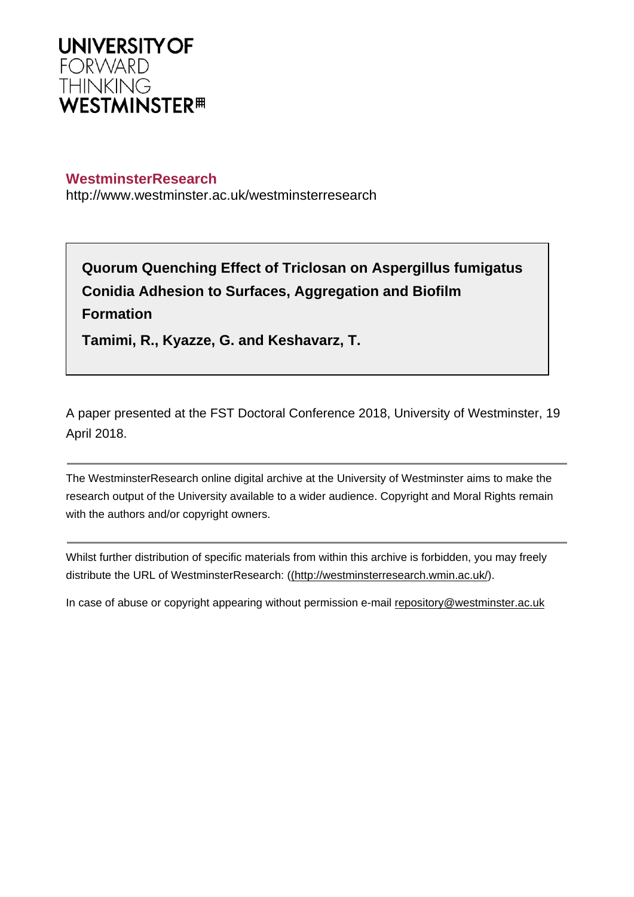**UNIVERSITY OF**
FORWARD
THINKING
**WESTMINSTER**

**WestminsterResearch**
http://www.westminster.ac.uk/westminsterresearch

**Quorum Quenching Effect of Triclosan on Aspergillus fumigatus Conidia Adhesion to Surfaces, Aggregation and Biofilm Formation**

**Tamimi, R., Kyazze, G. and Keshavarz, T.**

A paper presented at the FST Doctoral Conference 2018, University of Westminster, 19 April 2018.

---

The WestminsterResearch online digital archive at the University of Westminster aims to make the research output of the University available to a wider audience. Copyright and Moral Rights remain with the authors and/or copyright owners.

---

Whilst further distribution of specific materials from within this archive is forbidden, you may freely distribute the URL of WestminsterResearch: ((http://westminsterresearch.wmin.ac.uk/).

In case of abuse or copyright appearing without permission e-mail repository@westminster.ac.uk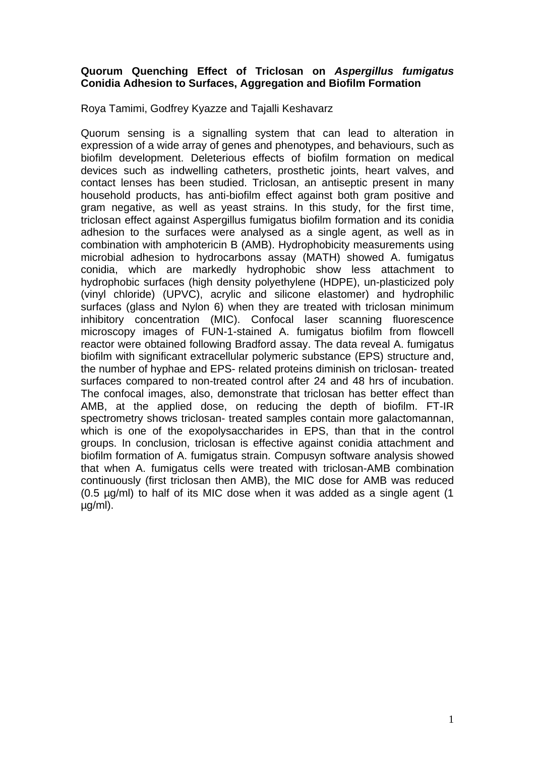**Quorum Quenching Effect of Triclosan on *Aspergillus fumigatus* Conidia Adhesion to Surfaces, Aggregation and Biofilm Formation**

Roya Tamimi, Godfrey Kyazze and Tajalli Keshavarz

Quorum sensing is a signalling system that can lead to alteration in expression of a wide array of genes and phenotypes, and behaviours, such as biofilm development. Deleterious effects of biofilm formation on medical devices such as indwelling catheters, prosthetic joints, heart valves, and contact lenses has been studied. Triclosan, an antiseptic present in many household products, has anti-biofilm effect against both gram positive and gram negative, as well as yeast strains. In this study, for the first time, triclosan effect against Aspergillus fumigatus biofilm formation and its conidia adhesion to the surfaces were analysed as a single agent, as well as in combination with amphotericin B (AMB). Hydrophobicity measurements using microbial adhesion to hydrocarbons assay (MATH) showed A. fumigatus conidia, which are markedly hydrophobic show less attachment to hydrophobic surfaces (high density polyethylene (HDPE), un-plasticized poly (vinyl chloride) (UPVC), acrylic and silicone elastomer) and hydrophilic surfaces (glass and Nylon 6) when they are treated with triclosan minimum inhibitory concentration (MIC). Confocal laser scanning fluorescence microscopy images of FUN-1-stained A. fumigatus biofilm from flowcell reactor were obtained following Bradford assay. The data reveal A. fumigatus biofilm with significant extracellular polymeric substance (EPS) structure and, the number of hyphae and EPS- related proteins diminish on triclosan- treated surfaces compared to non-treated control after 24 and 48 hrs of incubation. The confocal images, also, demonstrate that triclosan has better effect than AMB, at the applied dose, on reducing the depth of biofilm. FT-IR spectrometry shows triclosan- treated samples contain more galactomannan, which is one of the exopolysaccharides in EPS, than that in the control groups. In conclusion, triclosan is effective against conidia attachment and biofilm formation of A. fumigatus strain. Compusyn software analysis showed that when A. fumigatus cells were treated with triclosan-AMB combination continuously (first triclosan then AMB), the MIC dose for AMB was reduced (0.5 µg/ml) to half of its MIC dose when it was added as a single agent (1 µg/ml).